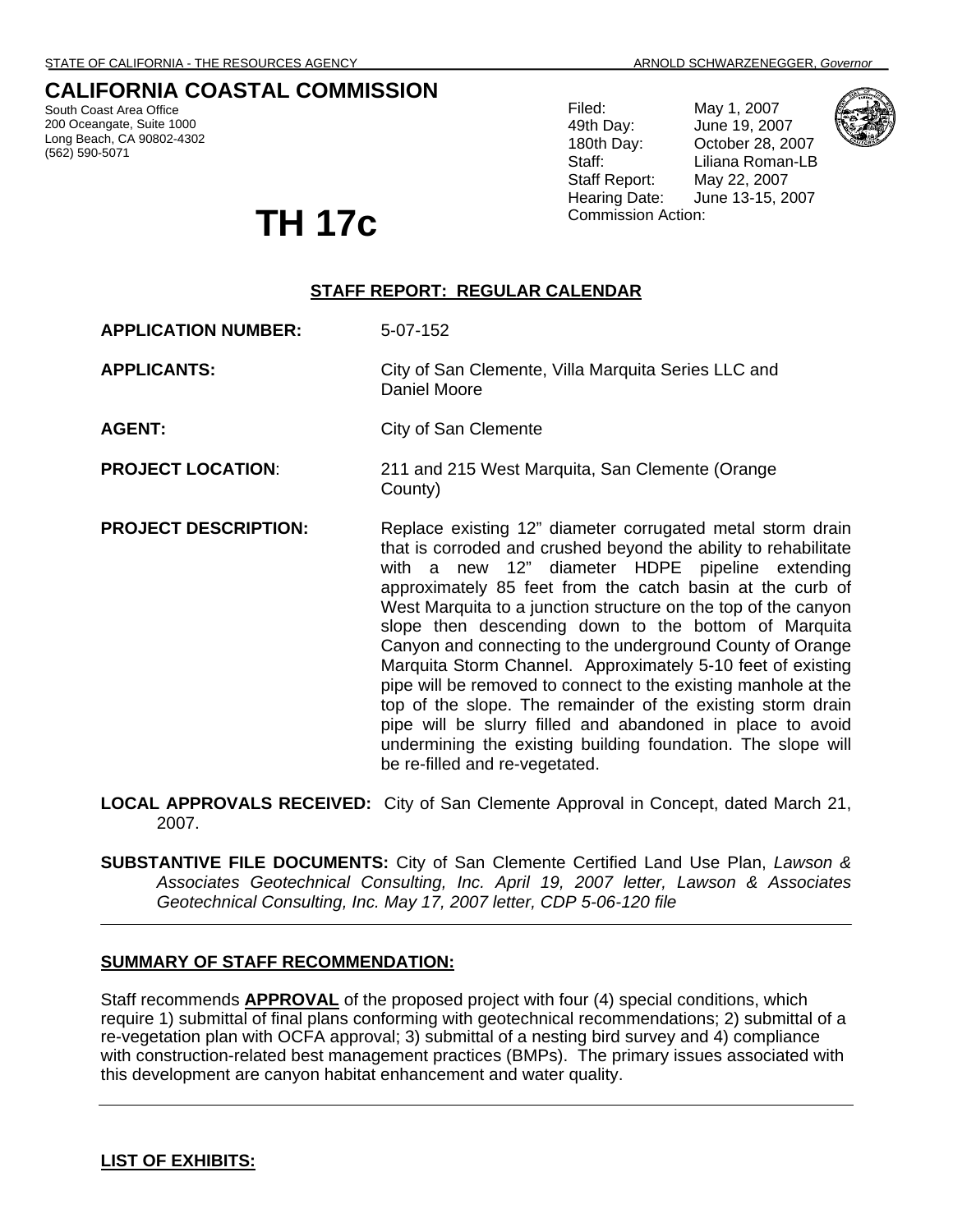STATE OF CALIFORNIA - THE RESOURCES AGENCY ARNOLD SCHWARZENEGGER, *Governor*

# CALIFORNIA COASTAL COMMISSION

South Coast Area Office
200 Oceangate, Suite 1000
Long Beach, CA 90802-4302
(562) 590-5071

| | |
|---|---|
| Filed: | May 1, 2007 |
| 49th Day: | June 19, 2007 |
| 180th Day: | October 28, 2007 |
| Staff: | Liliana Roman-LB |
| Staff Report: | May 22, 2007 |
| Hearing Date: | June 13-15, 2007 |
| Commission Action: | |

# TH 17c

## STAFF REPORT: REGULAR CALENDAR

**APPLICATION NUMBER:** 5-07-152

**APPLICANTS:** City of San Clemente, Villa Marquita Series LLC and Daniel Moore

**AGENT:** City of San Clemente

**PROJECT LOCATION**: 211 and 215 West Marquita, San Clemente (Orange County)

**PROJECT DESCRIPTION:** Replace existing 12" diameter corrugated metal storm drain that is corroded and crushed beyond the ability to rehabilitate with a new 12" diameter HDPE pipeline extending approximately 85 feet from the catch basin at the curb of West Marquita to a junction structure on the top of the canyon slope then descending down to the bottom of Marquita Canyon and connecting to the underground County of Orange Marquita Storm Channel. Approximately 5-10 feet of existing pipe will be removed to connect to the existing manhole at the top of the slope. The remainder of the existing storm drain pipe will be slurry filled and abandoned in place to avoid undermining the existing building foundation. The slope will be re-filled and re-vegetated.

**LOCAL APPROVALS RECEIVED:** City of San Clemente Approval in Concept, dated March 21, 2007.

**SUBSTANTIVE FILE DOCUMENTS:** City of San Clemente Certified Land Use Plan, *Lawson & Associates Geotechnical Consulting, Inc. April 19, 2007 letter, Lawson & Associates Geotechnical Consulting, Inc. May 17, 2007 letter, CDP 5-06-120 file*

## SUMMARY OF STAFF RECOMMENDATION:

Staff recommends **APPROVAL** of the proposed project with four (4) special conditions, which require 1) submittal of final plans conforming with geotechnical recommendations; 2) submittal of a re-vegetation plan with OCFA approval; 3) submittal of a nesting bird survey and 4) compliance with construction-related best management practices (BMPs). The primary issues associated with this development are canyon habitat enhancement and water quality.

## LIST OF EXHIBITS: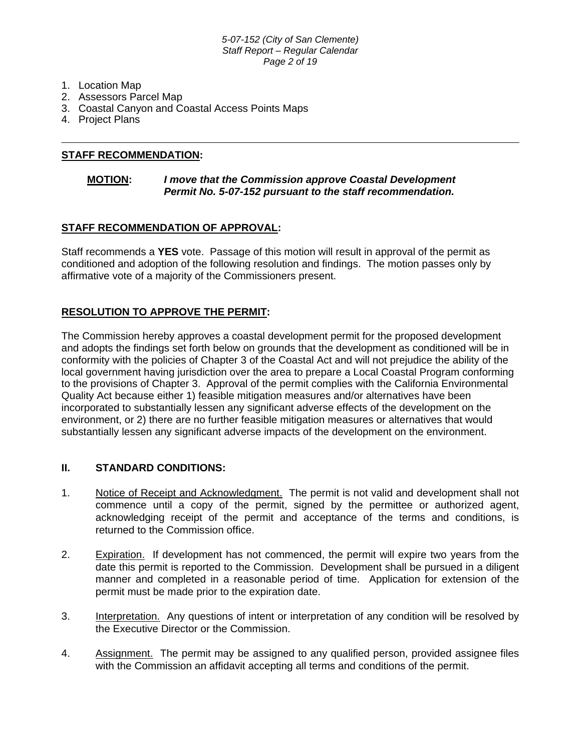1. Location Map
2. Assessors Parcel Map
3. Coastal Canyon and Coastal Access Points Maps
4. Project Plans

---

## STAFF RECOMMENDATION:

**MOTION:** ***I move that the Commission approve Coastal Development Permit No. 5-07-152 pursuant to the staff recommendation.***

## STAFF RECOMMENDATION OF APPROVAL:

Staff recommends a **YES** vote. Passage of this motion will result in approval of the permit as conditioned and adoption of the following resolution and findings. The motion passes only by affirmative vote of a majority of the Commissioners present.

## RESOLUTION TO APPROVE THE PERMIT:

The Commission hereby approves a coastal development permit for the proposed development and adopts the findings set forth below on grounds that the development as conditioned will be in conformity with the policies of Chapter 3 of the Coastal Act and will not prejudice the ability of the local government having jurisdiction over the area to prepare a Local Coastal Program conforming to the provisions of Chapter 3. Approval of the permit complies with the California Environmental Quality Act because either 1) feasible mitigation measures and/or alternatives have been incorporated to substantially lessen any significant adverse effects of the development on the environment, or 2) there are no further feasible mitigation measures or alternatives that would substantially lessen any significant adverse impacts of the development on the environment.

## II. STANDARD CONDITIONS:

1. Notice of Receipt and Acknowledgment. The permit is not valid and development shall not commence until a copy of the permit, signed by the permittee or authorized agent, acknowledging receipt of the permit and acceptance of the terms and conditions, is returned to the Commission office.

2. Expiration. If development has not commenced, the permit will expire two years from the date this permit is reported to the Commission. Development shall be pursued in a diligent manner and completed in a reasonable period of time. Application for extension of the permit must be made prior to the expiration date.

3. Interpretation. Any questions of intent or interpretation of any condition will be resolved by the Executive Director or the Commission.

4. Assignment. The permit may be assigned to any qualified person, provided assignee files with the Commission an affidavit accepting all terms and conditions of the permit.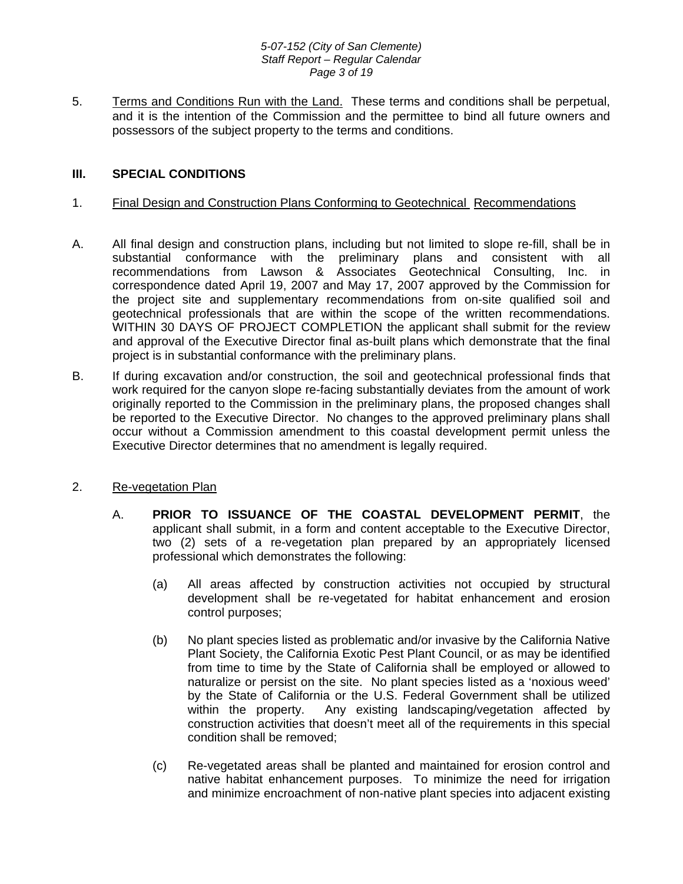5. <u>Terms and Conditions Run with the Land.</u> These terms and conditions shall be perpetual, and it is the intention of the Commission and the permittee to bind all future owners and possessors of the subject property to the terms and conditions.

## III. SPECIAL CONDITIONS

1. <u>Final Design and Construction Plans Conforming to Geotechnical Recommendations</u>

A. All final design and construction plans, including but not limited to slope re-fill, shall be in substantial conformance with the preliminary plans and consistent with all recommendations from Lawson & Associates Geotechnical Consulting, Inc. in correspondence dated April 19, 2007 and May 17, 2007 approved by the Commission for the project site and supplementary recommendations from on-site qualified soil and geotechnical professionals that are within the scope of the written recommendations. WITHIN 30 DAYS OF PROJECT COMPLETION the applicant shall submit for the review and approval of the Executive Director final as-built plans which demonstrate that the final project is in substantial conformance with the preliminary plans.

B. If during excavation and/or construction, the soil and geotechnical professional finds that work required for the canyon slope re-facing substantially deviates from the amount of work originally reported to the Commission in the preliminary plans, the proposed changes shall be reported to the Executive Director. No changes to the approved preliminary plans shall occur without a Commission amendment to this coastal development permit unless the Executive Director determines that no amendment is legally required.

2. <u>Re-vegetation Plan</u>

A. **PRIOR TO ISSUANCE OF THE COASTAL DEVELOPMENT PERMIT**, the applicant shall submit, in a form and content acceptable to the Executive Director, two (2) sets of a re-vegetation plan prepared by an appropriately licensed professional which demonstrates the following:

(a) All areas affected by construction activities not occupied by structural development shall be re-vegetated for habitat enhancement and erosion control purposes;

(b) No plant species listed as problematic and/or invasive by the California Native Plant Society, the California Exotic Pest Plant Council, or as may be identified from time to time by the State of California shall be employed or allowed to naturalize or persist on the site. No plant species listed as a 'noxious weed' by the State of California or the U.S. Federal Government shall be utilized within the property. Any existing landscaping/vegetation affected by construction activities that doesn't meet all of the requirements in this special condition shall be removed;

(c) Re-vegetated areas shall be planted and maintained for erosion control and native habitat enhancement purposes. To minimize the need for irrigation and minimize encroachment of non-native plant species into adjacent existing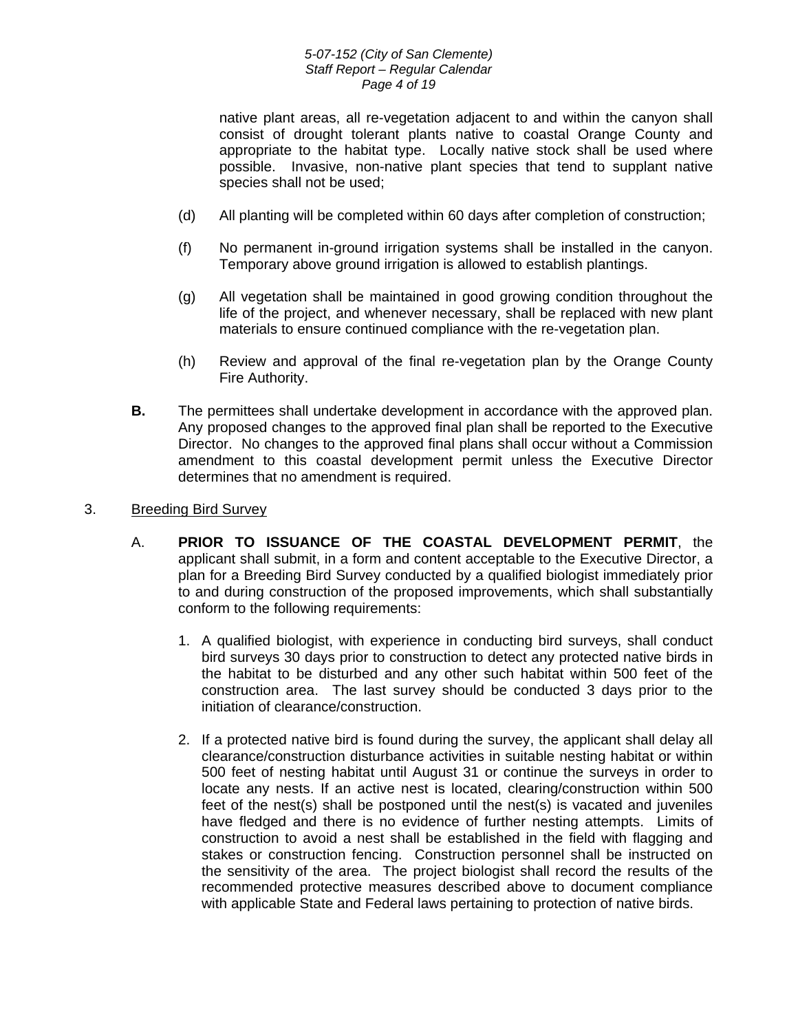native plant areas, all re-vegetation adjacent to and within the canyon shall consist of drought tolerant plants native to coastal Orange County and appropriate to the habitat type. Locally native stock shall be used where possible. Invasive, non-native plant species that tend to supplant native species shall not be used;

(d) All planting will be completed within 60 days after completion of construction;

(f) No permanent in-ground irrigation systems shall be installed in the canyon. Temporary above ground irrigation is allowed to establish plantings.

(g) All vegetation shall be maintained in good growing condition throughout the life of the project, and whenever necessary, shall be replaced with new plant materials to ensure continued compliance with the re-vegetation plan.

(h) Review and approval of the final re-vegetation plan by the Orange County Fire Authority.

**B.** The permittees shall undertake development in accordance with the approved plan. Any proposed changes to the approved final plan shall be reported to the Executive Director. No changes to the approved final plans shall occur without a Commission amendment to this coastal development permit unless the Executive Director determines that no amendment is required.

3. <u>Breeding Bird Survey</u>

A. **PRIOR TO ISSUANCE OF THE COASTAL DEVELOPMENT PERMIT**, the applicant shall submit, in a form and content acceptable to the Executive Director, a plan for a Breeding Bird Survey conducted by a qualified biologist immediately prior to and during construction of the proposed improvements, which shall substantially conform to the following requirements:

1. A qualified biologist, with experience in conducting bird surveys, shall conduct bird surveys 30 days prior to construction to detect any protected native birds in the habitat to be disturbed and any other such habitat within 500 feet of the construction area. The last survey should be conducted 3 days prior to the initiation of clearance/construction.

2. If a protected native bird is found during the survey, the applicant shall delay all clearance/construction disturbance activities in suitable nesting habitat or within 500 feet of nesting habitat until August 31 or continue the surveys in order to locate any nests. If an active nest is located, clearing/construction within 500 feet of the nest(s) shall be postponed until the nest(s) is vacated and juveniles have fledged and there is no evidence of further nesting attempts. Limits of construction to avoid a nest shall be established in the field with flagging and stakes or construction fencing. Construction personnel shall be instructed on the sensitivity of the area. The project biologist shall record the results of the recommended protective measures described above to document compliance with applicable State and Federal laws pertaining to protection of native birds.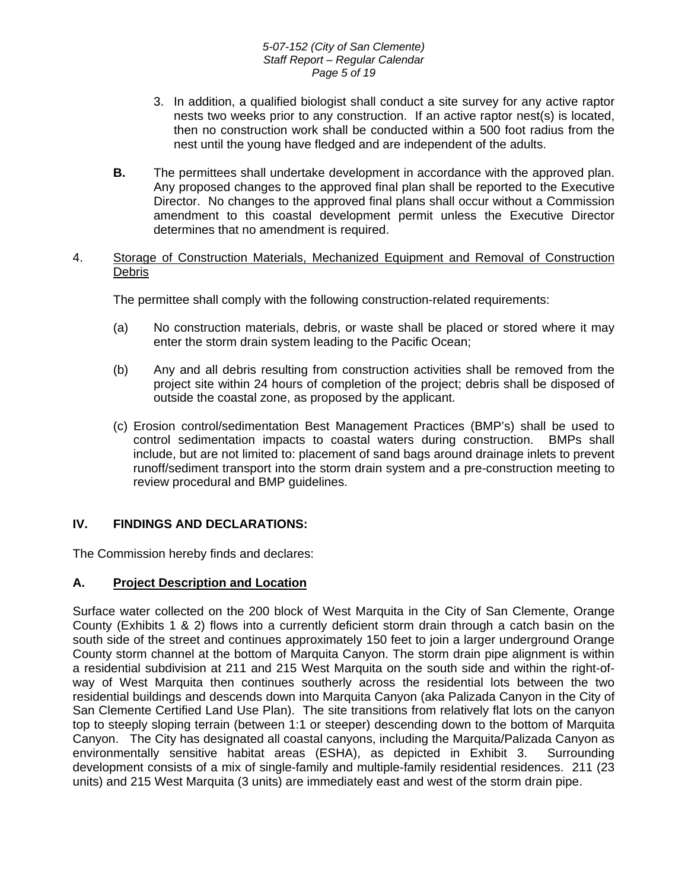3. In addition, a qualified biologist shall conduct a site survey for any active raptor nests two weeks prior to any construction. If an active raptor nest(s) is located, then no construction work shall be conducted within a 500 foot radius from the nest until the young have fledged and are independent of the adults.

**B.** The permittees shall undertake development in accordance with the approved plan. Any proposed changes to the approved final plan shall be reported to the Executive Director. No changes to the approved final plans shall occur without a Commission amendment to this coastal development permit unless the Executive Director determines that no amendment is required.

4. Storage of Construction Materials, Mechanized Equipment and Removal of Construction Debris

The permittee shall comply with the following construction-related requirements:

(a) No construction materials, debris, or waste shall be placed or stored where it may enter the storm drain system leading to the Pacific Ocean;

(b) Any and all debris resulting from construction activities shall be removed from the project site within 24 hours of completion of the project; debris shall be disposed of outside the coastal zone, as proposed by the applicant.

(c) Erosion control/sedimentation Best Management Practices (BMP's) shall be used to control sedimentation impacts to coastal waters during construction. BMPs shall include, but are not limited to: placement of sand bags around drainage inlets to prevent runoff/sediment transport into the storm drain system and a pre-construction meeting to review procedural and BMP guidelines.

## IV. FINDINGS AND DECLARATIONS:

The Commission hereby finds and declares:

### A. Project Description and Location

Surface water collected on the 200 block of West Marquita in the City of San Clemente, Orange County (Exhibits 1 & 2) flows into a currently deficient storm drain through a catch basin on the south side of the street and continues approximately 150 feet to join a larger underground Orange County storm channel at the bottom of Marquita Canyon. The storm drain pipe alignment is within a residential subdivision at 211 and 215 West Marquita on the south side and within the right-of-way of West Marquita then continues southerly across the residential lots between the two residential buildings and descends down into Marquita Canyon (aka Palizada Canyon in the City of San Clemente Certified Land Use Plan). The site transitions from relatively flat lots on the canyon top to steeply sloping terrain (between 1:1 or steeper) descending down to the bottom of Marquita Canyon. The City has designated all coastal canyons, including the Marquita/Palizada Canyon as environmentally sensitive habitat areas (ESHA), as depicted in Exhibit 3. Surrounding development consists of a mix of single-family and multiple-family residential residences. 211 (23 units) and 215 West Marquita (3 units) are immediately east and west of the storm drain pipe.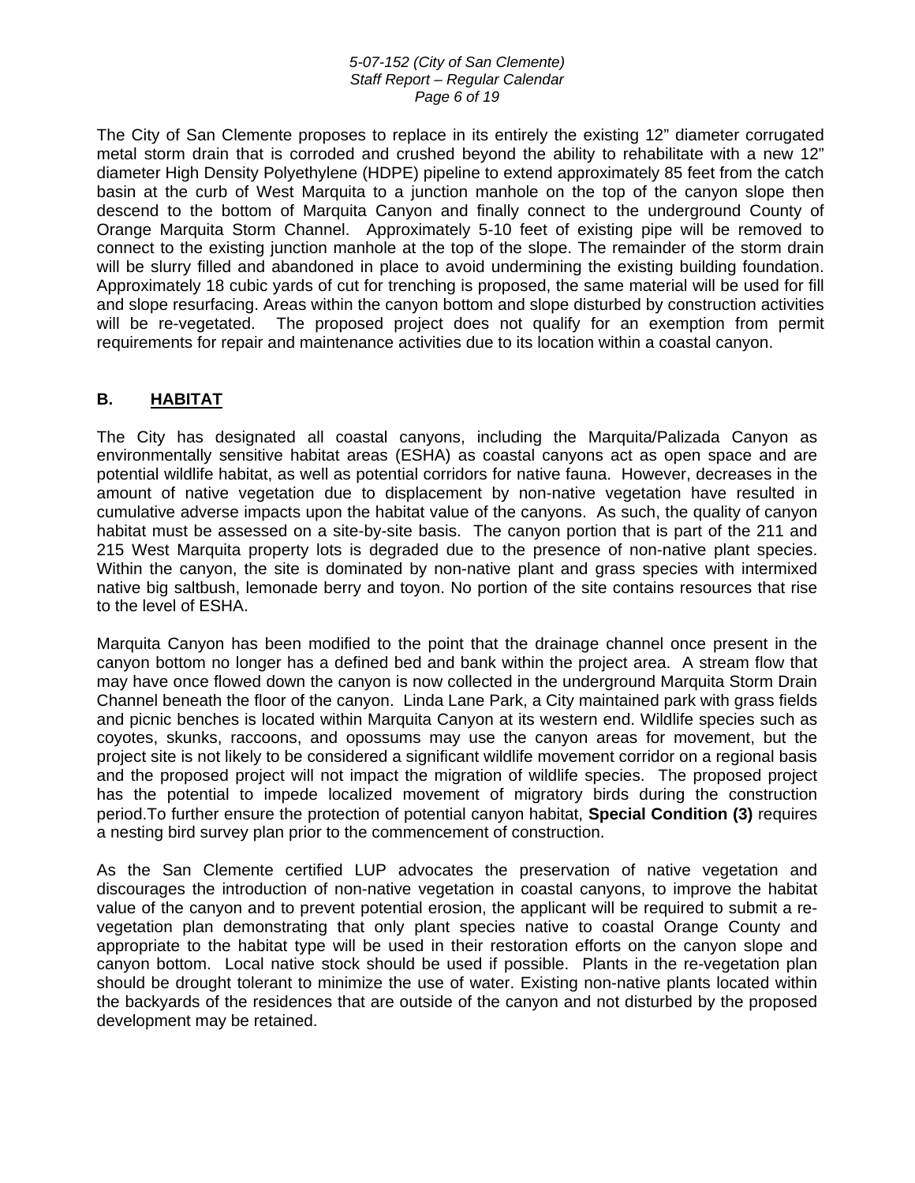The City of San Clemente proposes to replace in its entirely the existing 12" diameter corrugated metal storm drain that is corroded and crushed beyond the ability to rehabilitate with a new 12" diameter High Density Polyethylene (HDPE) pipeline to extend approximately 85 feet from the catch basin at the curb of West Marquita to a junction manhole on the top of the canyon slope then descend to the bottom of Marquita Canyon and finally connect to the underground County of Orange Marquita Storm Channel. Approximately 5-10 feet of existing pipe will be removed to connect to the existing junction manhole at the top of the slope. The remainder of the storm drain will be slurry filled and abandoned in place to avoid undermining the existing building foundation. Approximately 18 cubic yards of cut for trenching is proposed, the same material will be used for fill and slope resurfacing. Areas within the canyon bottom and slope disturbed by construction activities will be re-vegetated. The proposed project does not qualify for an exemption from permit requirements for repair and maintenance activities due to its location within a coastal canyon.

## B. HABITAT

The City has designated all coastal canyons, including the Marquita/Palizada Canyon as environmentally sensitive habitat areas (ESHA) as coastal canyons act as open space and are potential wildlife habitat, as well as potential corridors for native fauna. However, decreases in the amount of native vegetation due to displacement by non-native vegetation have resulted in cumulative adverse impacts upon the habitat value of the canyons. As such, the quality of canyon habitat must be assessed on a site-by-site basis. The canyon portion that is part of the 211 and 215 West Marquita property lots is degraded due to the presence of non-native plant species. Within the canyon, the site is dominated by non-native plant and grass species with intermixed native big saltbush, lemonade berry and toyon. No portion of the site contains resources that rise to the level of ESHA.

Marquita Canyon has been modified to the point that the drainage channel once present in the canyon bottom no longer has a defined bed and bank within the project area. A stream flow that may have once flowed down the canyon is now collected in the underground Marquita Storm Drain Channel beneath the floor of the canyon. Linda Lane Park, a City maintained park with grass fields and picnic benches is located within Marquita Canyon at its western end. Wildlife species such as coyotes, skunks, raccoons, and opossums may use the canyon areas for movement, but the project site is not likely to be considered a significant wildlife movement corridor on a regional basis and the proposed project will not impact the migration of wildlife species. The proposed project has the potential to impede localized movement of migratory birds during the construction period.To further ensure the protection of potential canyon habitat, **Special Condition (3)** requires a nesting bird survey plan prior to the commencement of construction.

As the San Clemente certified LUP advocates the preservation of native vegetation and discourages the introduction of non-native vegetation in coastal canyons, to improve the habitat value of the canyon and to prevent potential erosion, the applicant will be required to submit a re-vegetation plan demonstrating that only plant species native to coastal Orange County and appropriate to the habitat type will be used in their restoration efforts on the canyon slope and canyon bottom. Local native stock should be used if possible. Plants in the re-vegetation plan should be drought tolerant to minimize the use of water. Existing non-native plants located within the backyards of the residences that are outside of the canyon and not disturbed by the proposed development may be retained.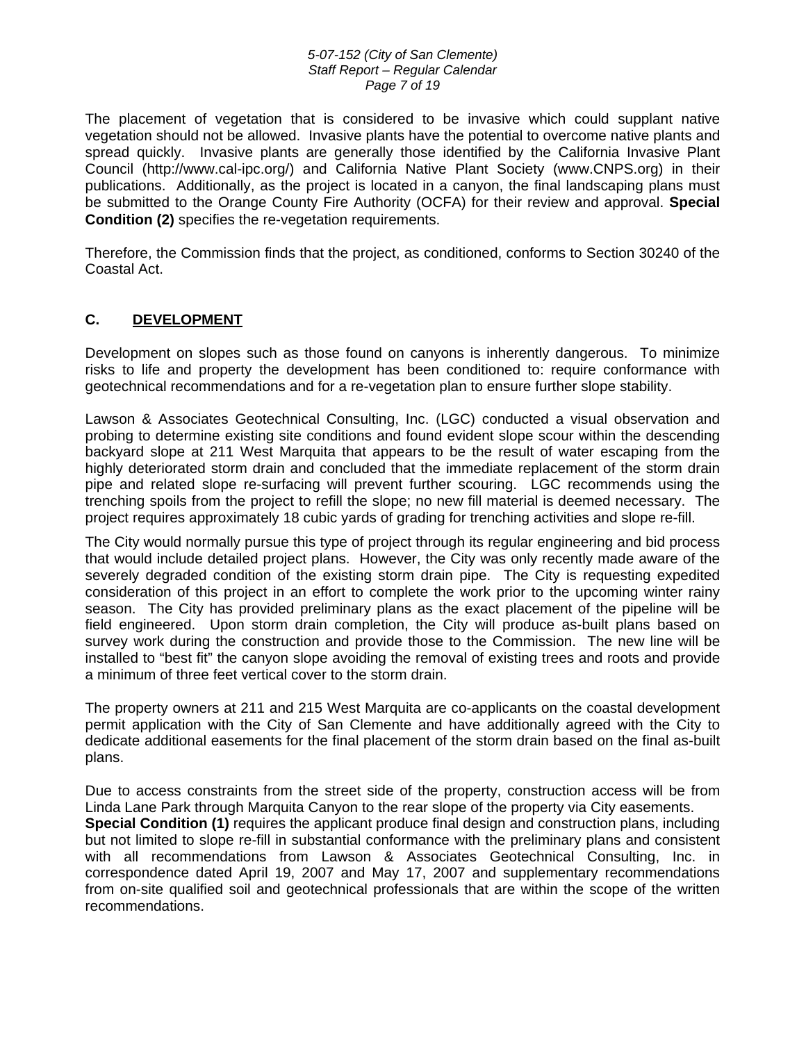The placement of vegetation that is considered to be invasive which could supplant native vegetation should not be allowed. Invasive plants have the potential to overcome native plants and spread quickly. Invasive plants are generally those identified by the California Invasive Plant Council (http://www.cal-ipc.org/) and California Native Plant Society (www.CNPS.org) in their publications. Additionally, as the project is located in a canyon, the final landscaping plans must be submitted to the Orange County Fire Authority (OCFA) for their review and approval. **Special Condition (2)** specifies the re-vegetation requirements.

Therefore, the Commission finds that the project, as conditioned, conforms to Section 30240 of the Coastal Act.

## C. DEVELOPMENT

Development on slopes such as those found on canyons is inherently dangerous. To minimize risks to life and property the development has been conditioned to: require conformance with geotechnical recommendations and for a re-vegetation plan to ensure further slope stability.

Lawson & Associates Geotechnical Consulting, Inc. (LGC) conducted a visual observation and probing to determine existing site conditions and found evident slope scour within the descending backyard slope at 211 West Marquita that appears to be the result of water escaping from the highly deteriorated storm drain and concluded that the immediate replacement of the storm drain pipe and related slope re-surfacing will prevent further scouring. LGC recommends using the trenching spoils from the project to refill the slope; no new fill material is deemed necessary. The project requires approximately 18 cubic yards of grading for trenching activities and slope re-fill.

The City would normally pursue this type of project through its regular engineering and bid process that would include detailed project plans. However, the City was only recently made aware of the severely degraded condition of the existing storm drain pipe. The City is requesting expedited consideration of this project in an effort to complete the work prior to the upcoming winter rainy season. The City has provided preliminary plans as the exact placement of the pipeline will be field engineered. Upon storm drain completion, the City will produce as-built plans based on survey work during the construction and provide those to the Commission. The new line will be installed to "best fit" the canyon slope avoiding the removal of existing trees and roots and provide a minimum of three feet vertical cover to the storm drain.

The property owners at 211 and 215 West Marquita are co-applicants on the coastal development permit application with the City of San Clemente and have additionally agreed with the City to dedicate additional easements for the final placement of the storm drain based on the final as-built plans.

Due to access constraints from the street side of the property, construction access will be from Linda Lane Park through Marquita Canyon to the rear slope of the property via City easements.
**Special Condition (1)** requires the applicant produce final design and construction plans, including but not limited to slope re-fill in substantial conformance with the preliminary plans and consistent with all recommendations from Lawson & Associates Geotechnical Consulting, Inc. in correspondence dated April 19, 2007 and May 17, 2007 and supplementary recommendations from on-site qualified soil and geotechnical professionals that are within the scope of the written recommendations.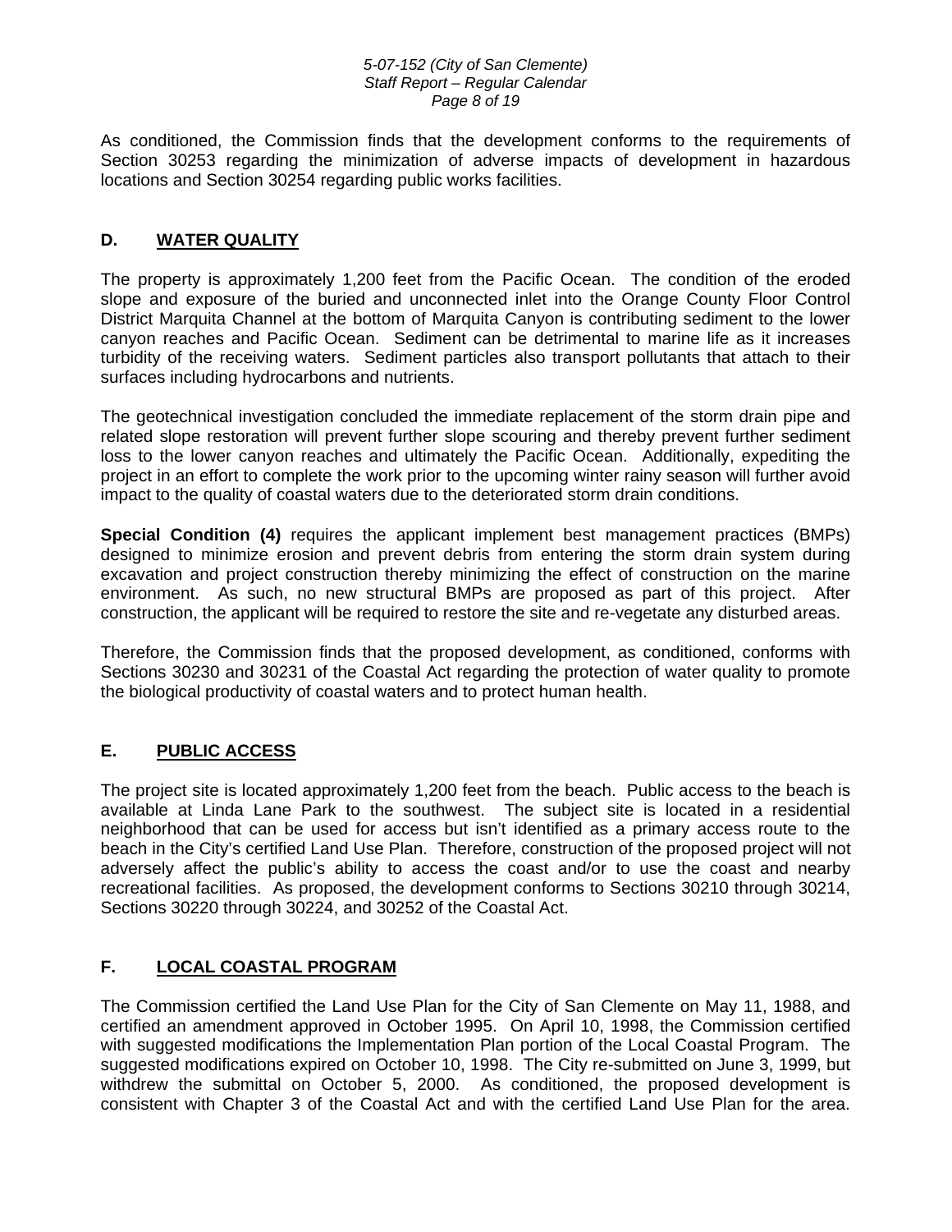As conditioned, the Commission finds that the development conforms to the requirements of Section 30253 regarding the minimization of adverse impacts of development in hazardous locations and Section 30254 regarding public works facilities.

## D. WATER QUALITY

The property is approximately 1,200 feet from the Pacific Ocean. The condition of the eroded slope and exposure of the buried and unconnected inlet into the Orange County Floor Control District Marquita Channel at the bottom of Marquita Canyon is contributing sediment to the lower canyon reaches and Pacific Ocean. Sediment can be detrimental to marine life as it increases turbidity of the receiving waters. Sediment particles also transport pollutants that attach to their surfaces including hydrocarbons and nutrients.

The geotechnical investigation concluded the immediate replacement of the storm drain pipe and related slope restoration will prevent further slope scouring and thereby prevent further sediment loss to the lower canyon reaches and ultimately the Pacific Ocean. Additionally, expediting the project in an effort to complete the work prior to the upcoming winter rainy season will further avoid impact to the quality of coastal waters due to the deteriorated storm drain conditions.

**Special Condition (4)** requires the applicant implement best management practices (BMPs) designed to minimize erosion and prevent debris from entering the storm drain system during excavation and project construction thereby minimizing the effect of construction on the marine environment. As such, no new structural BMPs are proposed as part of this project. After construction, the applicant will be required to restore the site and re-vegetate any disturbed areas.

Therefore, the Commission finds that the proposed development, as conditioned, conforms with Sections 30230 and 30231 of the Coastal Act regarding the protection of water quality to promote the biological productivity of coastal waters and to protect human health.

## E. PUBLIC ACCESS

The project site is located approximately 1,200 feet from the beach. Public access to the beach is available at Linda Lane Park to the southwest. The subject site is located in a residential neighborhood that can be used for access but isn't identified as a primary access route to the beach in the City's certified Land Use Plan. Therefore, construction of the proposed project will not adversely affect the public's ability to access the coast and/or to use the coast and nearby recreational facilities. As proposed, the development conforms to Sections 30210 through 30214, Sections 30220 through 30224, and 30252 of the Coastal Act.

## F. LOCAL COASTAL PROGRAM

The Commission certified the Land Use Plan for the City of San Clemente on May 11, 1988, and certified an amendment approved in October 1995. On April 10, 1998, the Commission certified with suggested modifications the Implementation Plan portion of the Local Coastal Program. The suggested modifications expired on October 10, 1998. The City re-submitted on June 3, 1999, but withdrew the submittal on October 5, 2000. As conditioned, the proposed development is consistent with Chapter 3 of the Coastal Act and with the certified Land Use Plan for the area.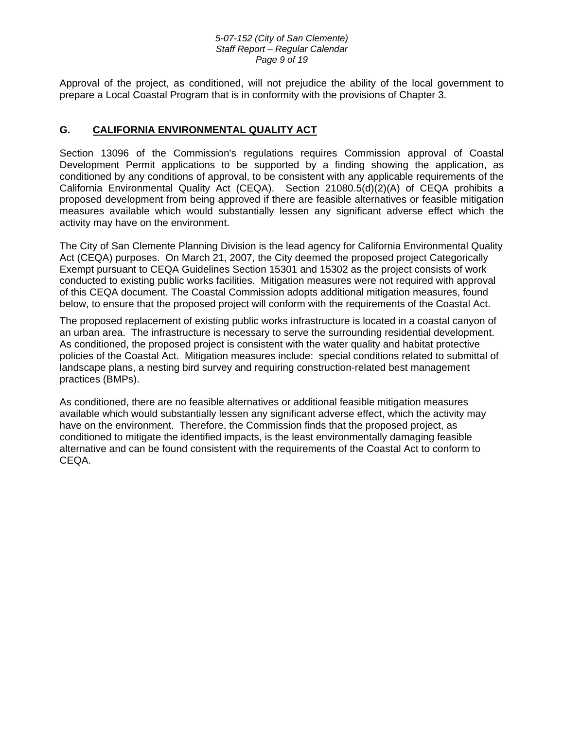Approval of the project, as conditioned, will not prejudice the ability of the local government to prepare a Local Coastal Program that is in conformity with the provisions of Chapter 3.

## G. CALIFORNIA ENVIRONMENTAL QUALITY ACT

Section 13096 of the Commission's regulations requires Commission approval of Coastal Development Permit applications to be supported by a finding showing the application, as conditioned by any conditions of approval, to be consistent with any applicable requirements of the California Environmental Quality Act (CEQA). Section 21080.5(d)(2)(A) of CEQA prohibits a proposed development from being approved if there are feasible alternatives or feasible mitigation measures available which would substantially lessen any significant adverse effect which the activity may have on the environment.

The City of San Clemente Planning Division is the lead agency for California Environmental Quality Act (CEQA) purposes. On March 21, 2007, the City deemed the proposed project Categorically Exempt pursuant to CEQA Guidelines Section 15301 and 15302 as the project consists of work conducted to existing public works facilities. Mitigation measures were not required with approval of this CEQA document. The Coastal Commission adopts additional mitigation measures, found below, to ensure that the proposed project will conform with the requirements of the Coastal Act.

The proposed replacement of existing public works infrastructure is located in a coastal canyon of an urban area. The infrastructure is necessary to serve the surrounding residential development. As conditioned, the proposed project is consistent with the water quality and habitat protective policies of the Coastal Act. Mitigation measures include: special conditions related to submittal of landscape plans, a nesting bird survey and requiring construction-related best management practices (BMPs).

As conditioned, there are no feasible alternatives or additional feasible mitigation measures available which would substantially lessen any significant adverse effect, which the activity may have on the environment. Therefore, the Commission finds that the proposed project, as conditioned to mitigate the identified impacts, is the least environmentally damaging feasible alternative and can be found consistent with the requirements of the Coastal Act to conform to CEQA.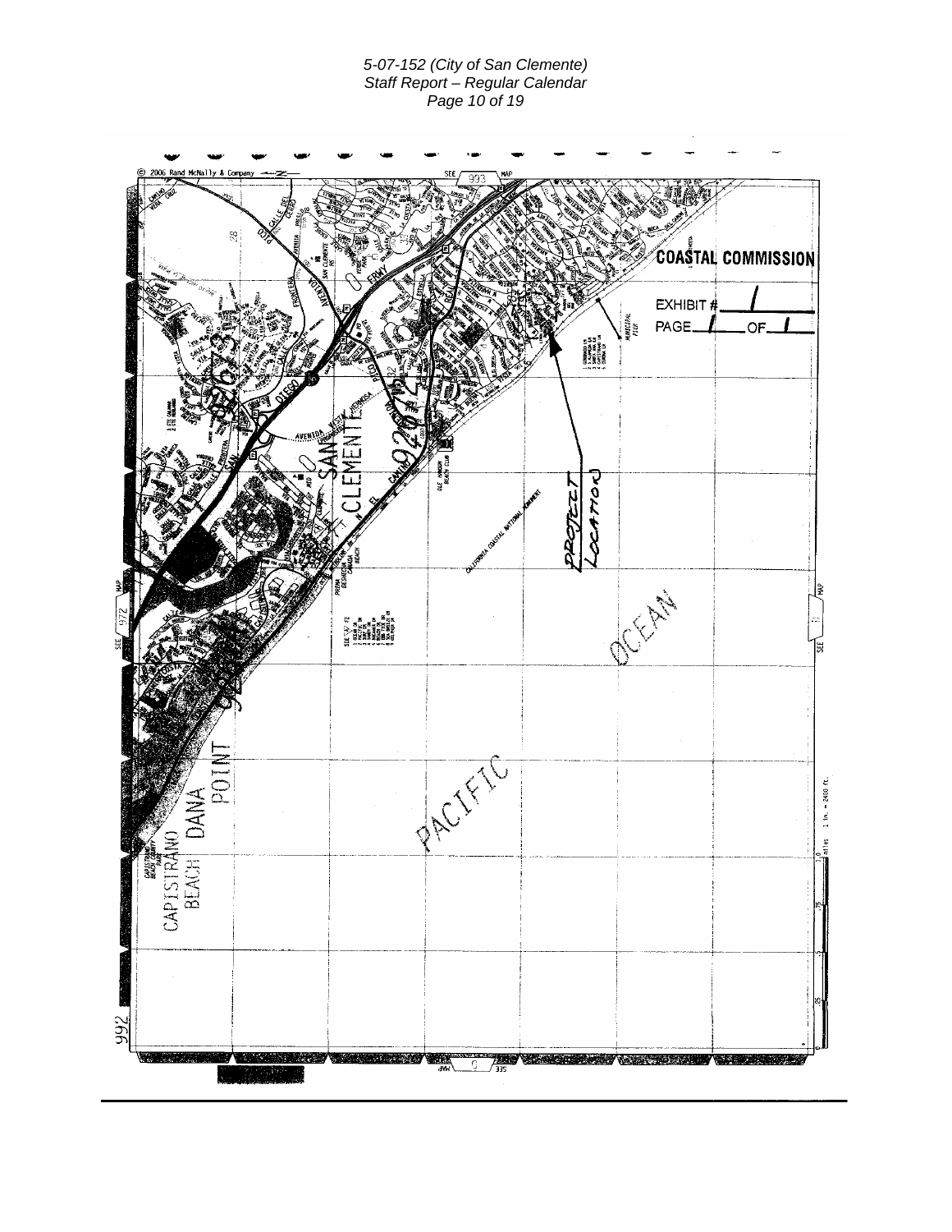COASTAL COMMISSION

EXHIBIT # 1

PAGE 1 OF 1

PROJECT LOCATION

PACIFIC

OCEAN

SAN CLEMENTE

DANA POINT

CAPISTRANO BEACH

© 2006 Rand McNally & Company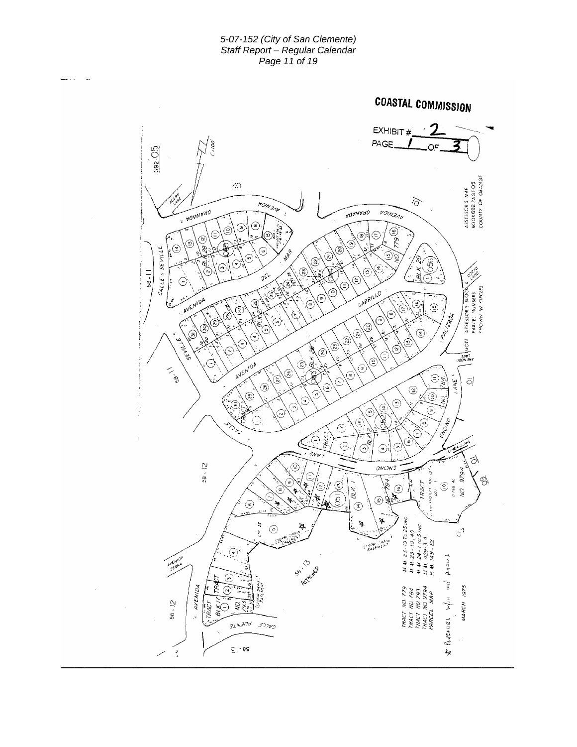COASTAL COMMISSION

EXHIBIT # 2

PAGE 1 OF 3

ASSESSOR'S MAP
BOOK 692 PAGE 05
COUNTY OF ORANGE

ASSESSOR'S BLOCK & PARCEL NUMBERS SHOWN IN CIRCLES

TRACT NO 779 M.M. 23-19 TO 25 INC.
TRACT NO 784 M.M. 23-39, 40
TRACT NO 793 M.M. 24-1 TO 5 INC.
TRACT NO 9794 M.M. 429-3, 4
PARCEL MAP P.M. 149-22

☆ PROPERTIES W/IN 100' RADIUS

MARCH 1975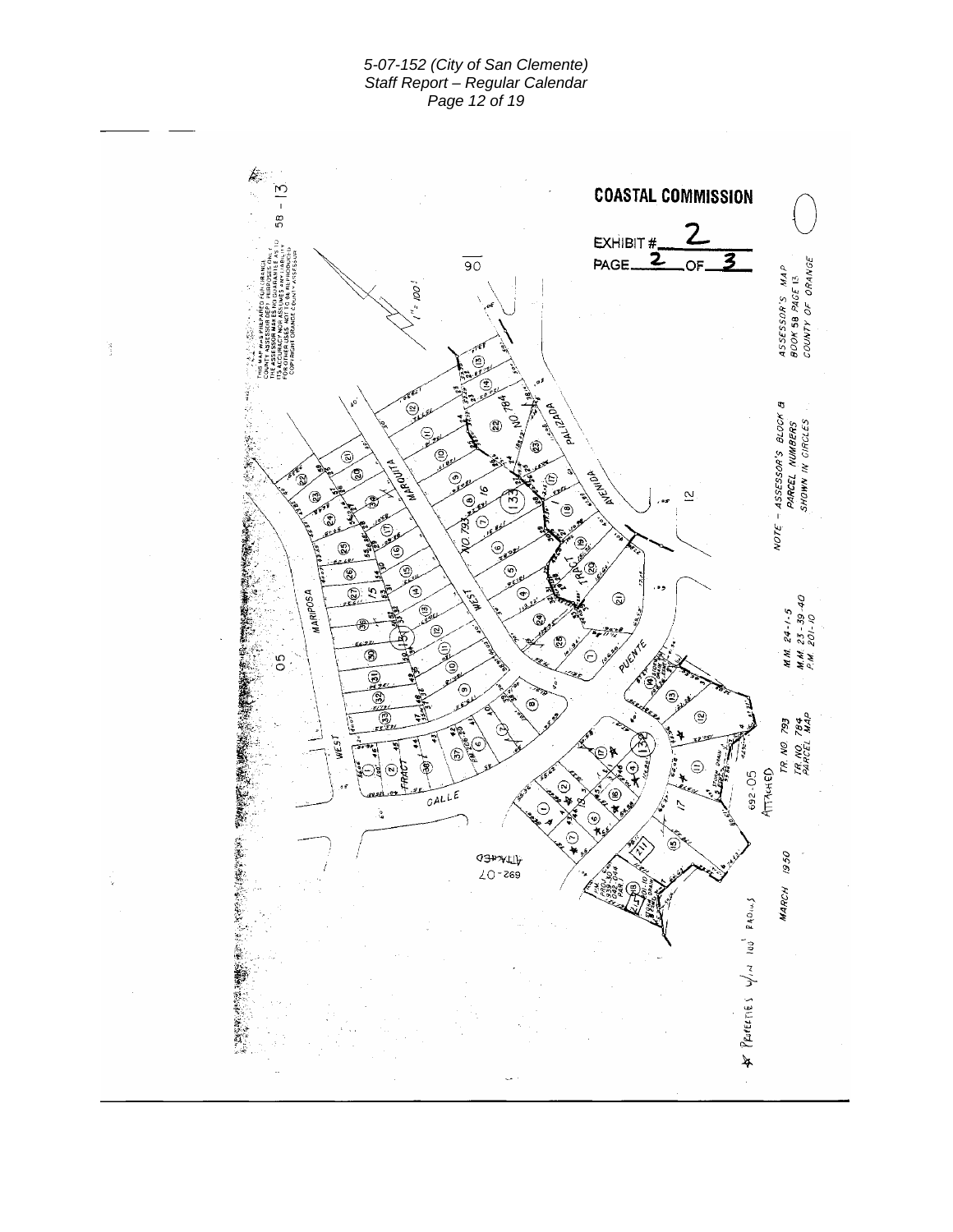**COASTAL COMMISSION**

EXHIBIT # 2

PAGE 2 OF 3

ASSESSOR'S MAP
BOOK 58 PAGE 13
COUNTY OF ORANGE

NOTE – ASSESSOR'S BLOCK &
PARCEL NUMBERS
SHOWN IN CIRCLES

M.M. 24-1-5
M.M. 23-39-40
P.M. 201-10

TR. NO. 793
TR. NO. 784
PARCEL MAP

MARCH 1950

58 – 13

THIS MAP WAS PREPARED FOR ORANGE COUNTY ASSESSOR DEPT. PURPOSES ONLY. THE ASSESSOR MAKES NO GUARANTEE AS TO ITS ACCURACY NOR ASSUMES ANY LIABILITY FOR OTHER USES. NOT TO BE REPRODUCED. COPYRIGHT ORANGE COUNTY ASSESSOR

1" = 100'

★ PROPERTIES W/IN 100' RADIUS

692-05 ATTACHED

692-07 ATTACHED

MARIPOSA
MARQUITA
WEST
AVENIDA
PALIZADA
PUENTE
CALLE
TRACT NO 784
TRACT NO 793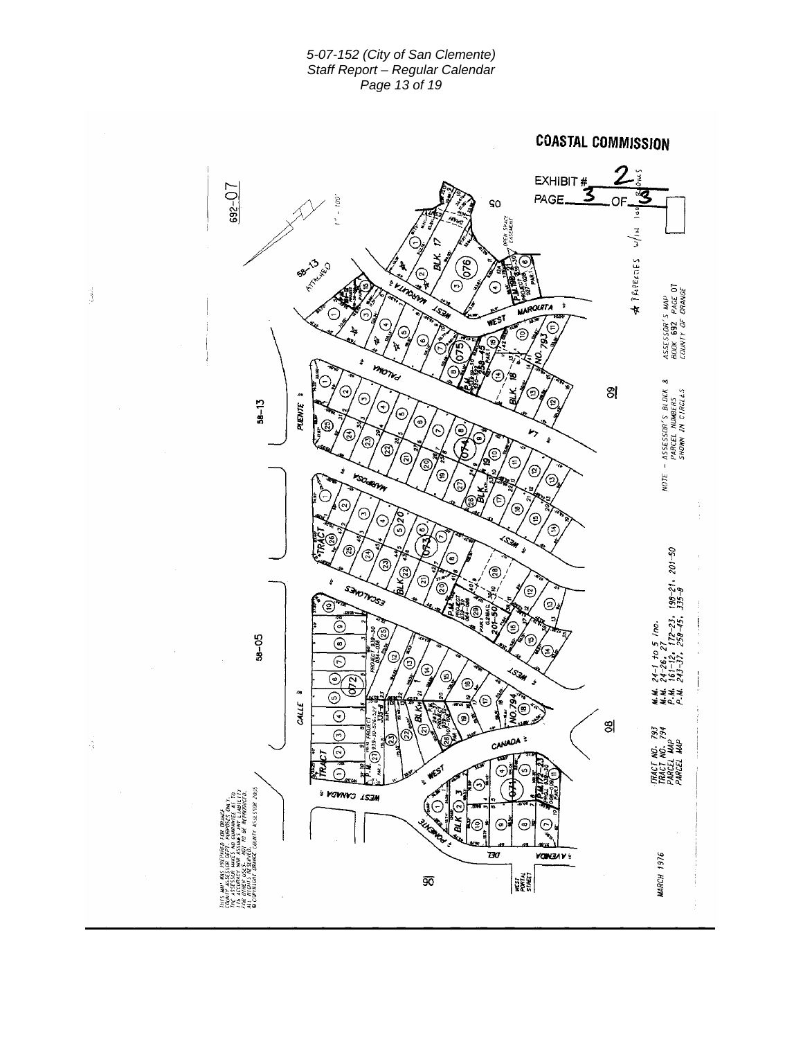COASTAL COMMISSION

EXHIBIT # 2

PAGE 3 OF 3

692-07

ASSESSOR'S MAP
BOOK 692 PAGE 07
COUNTY OF ORANGE

NOTE – ASSESSOR'S BLOCK & PARCEL NUMBERS SHOWN IN CIRCLES

TRACT NO. 793 M.M. 24-1 to 5 inc.
TRACT NO. 794 M.M. 24-26, 27
PARCEL MAP P.M. 161-12, 172-23, 198-21, 201-50
PARCEL MAP P.M. 243-31, 259-45, 335-8

MARCH 1976

THIS MAP WAS PREPARED FOR ORANGE COUNTY ASSESSOR DEPT. PURPOSES ONLY. THE ASSESSOR MAKES NO GUARANTEE AS TO ITS ACCURACY NOR ASSUMES ANY LIABILITY FOR OTHER USES. NOT TO BE REPRODUCED. ALL RIGHTS RESERVED. © COPYRIGHT ORANGE COUNTY ASSESSOR 2005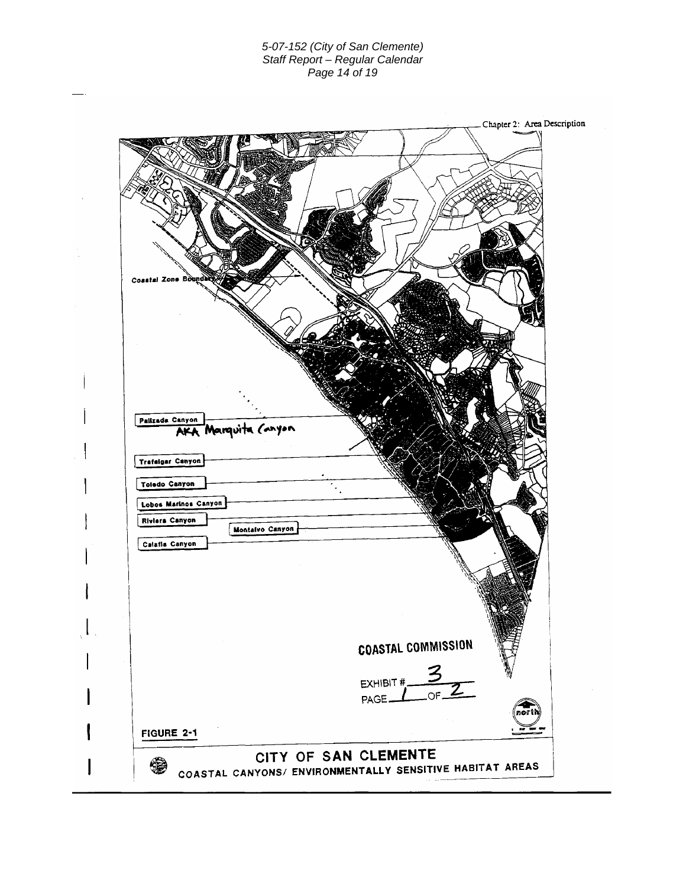Chapter 2: Area Description

Coastal Zone Boundary

Palizada Canyon
AKA Marquita Canyon

Trafalgar Canyon

Toledo Canyon

Lobos Marinos Canyon

Riviera Canyon

Montalvo Canyon

Calafia Canyon

COASTAL COMMISSION

EXHIBIT # 3

PAGE 1 OF 2

north

FIGURE 2-1

CITY OF SAN CLEMENTE

COASTAL CANYONS/ ENVIRONMENTALLY SENSITIVE HABITAT AREAS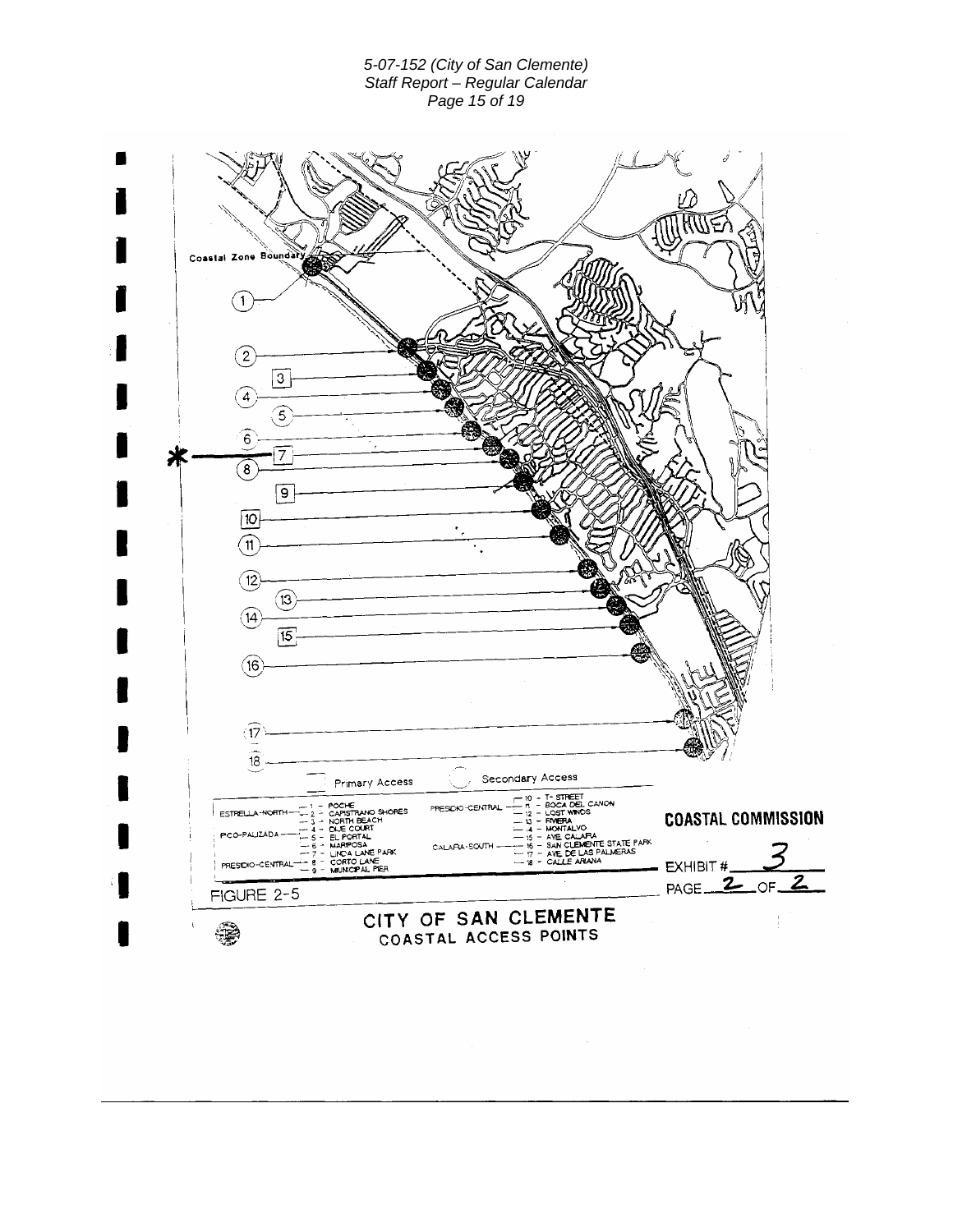Coastal Zone Boundary

Primary Access | Secondary Access

ESTRELLA-NORTH
- 1 - POCHE
- 2 - CAPISTRANO SHORES
- 3 - NORTH BEACH

PICO-PALIZADA
- 4 - DIJE COURT
- 5 - EL PORTAL
- 6 - MARIPOSA
- 7 - LINDA LANE PARK

PRESIDIO-CENTRAL
- 8 - CORTO LANE
- 9 - MUNICIPAL PIER

PRESIDIO-CENTRAL
- 10 - T-STREET
- 11 - BOCA DEL CANON
- 12 - LOST WINDS
- 13 - RIVIERA
- 14 - MONTALVO

CALAFIA-SOUTH
- 15 - AVE. CALAFIA
- 16 - SAN CLEMENTE STATE PARK
- 17 - AVE. DE LAS PALMERAS
- 18 - CALLE ARIANA

FIGURE 2-5

**COASTAL COMMISSION**

EXHIBIT # 3

PAGE 2 OF 2

# CITY OF SAN CLEMENTE
## COASTAL ACCESS POINTS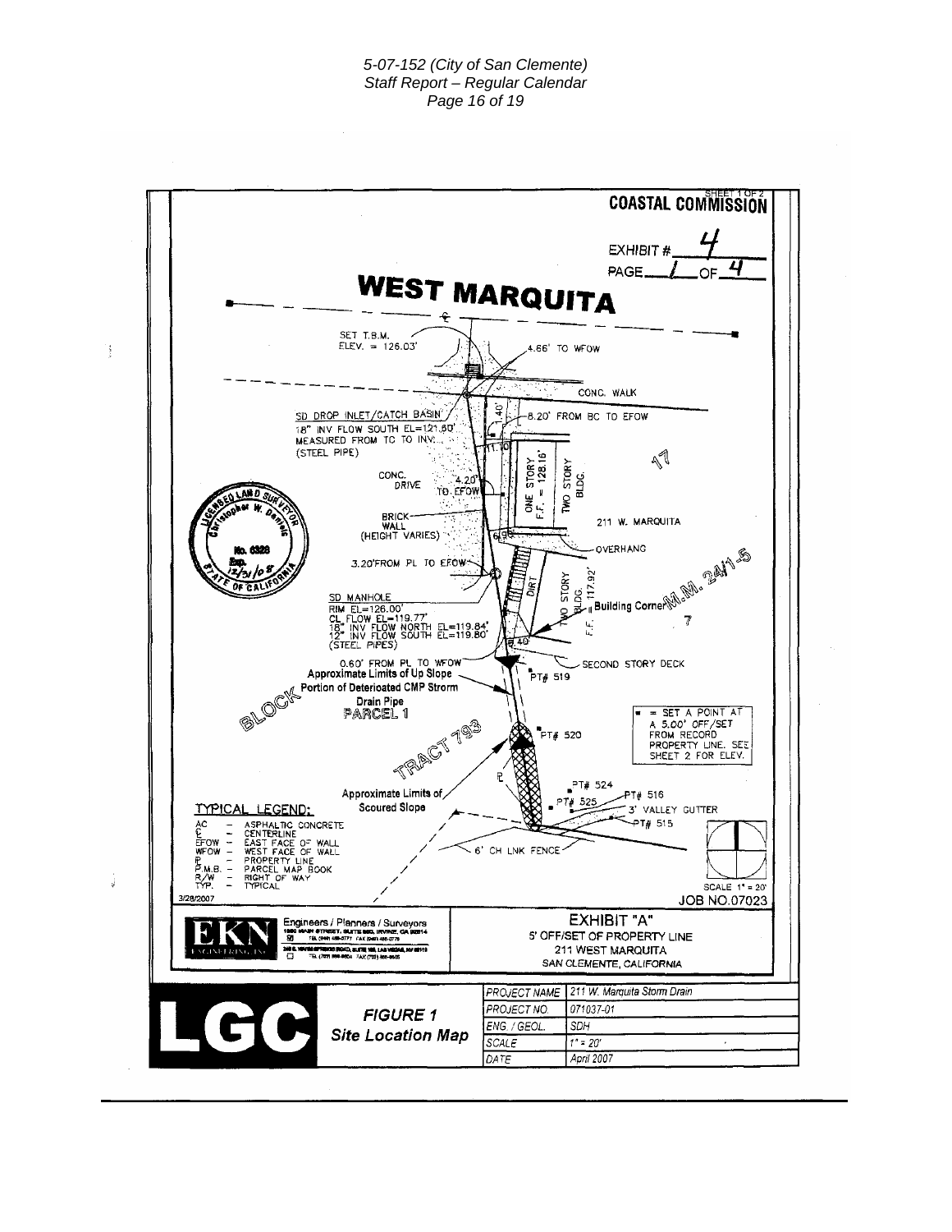SHEET 1 OF 2

**COASTAL COMMISSION**

EXHIBIT # 4

PAGE 1 OF 4

# WEST MARQUITA

SET T.B.M.
ELEV. = 126.03'

4.66' TO WFOW

CONC. WALK

SD DROP INLET/CATCH BASIN
18" INV FLOW SOUTH EL=121.60'
MEASURED FROM TC TO INV.
(STEEL PIPE)

8.20' FROM BC TO EFOW

11.10'

CONC. DRIVE

4.20' TO EFOW

ONE STORY F.F. = 128.16'

TWO STORY BLDG.

17

211 W. MARQUITA

BRICK WALL (HEIGHT VARIES)

OVERHANG

3.20'FROM PL TO EFOW

DIRT

TWO STORY BLDG. F.F. = 117.92'

Building Corner

M.M. 241-5

7

SD MANHOLE
RIM EL=126.00'
CL FLOW EL=119.77'
18" INV FLOW NORTH EL=119.84'
12" INV FLOW SOUTH EL=119.80'
(STEEL PIPES)

0.60' FROM PL TO WFOW

Approximate Limits of Up Slope

SECOND STORY DECK

PT# 519

Portion of Deteriorated CMP Strorm Drain Pipe

BLOCK

PARCEL 1

TRACT 793

PT# 520

■ = SET A POINT AT A 5.00' OFF/SET FROM RECORD PROPERTY LINE. SEE SHEET 2 FOR ELEV.

Approximate Limits of Scoured Slope

PT# 524

PT# 525

PT# 516

3' VALLEY GUTTER

PT# 515

6' CH LNK FENCE

TYPICAL LEGEND:

- AC – ASPHALTIC CONCRETE
- ℄ – CENTERLINE
- EFOW – EAST FACE OF WALL
- WFOW – WEST FACE OF WALL
- ℗ – PROPERTY LINE
- P.M.B. – PARCEL MAP BOOK
- R/W – RIGHT OF WAY
- TYP. – TYPICAL

SCALE 1" = 20'

3/28/2007

JOB NO.07023

LICENSED LAND SURVEYOR Christopher W. Daniels No. 6328 Exp. 12/31/08 STATE OF CALIFORNIA

EKN ENGINEERING, INC. Engineers / Planners / Surveyors

EXHIBIT "A"
5' OFF/SET OF PROPERTY LINE
211 WEST MARQUITA
SAN CLEMENTE, CALIFORNIA

LGC

**FIGURE 1**
**Site Location Map**

| | |
|---|---|
| PROJECT NAME | 211 W. Marquita Storm Drain |
| PROJECT NO. | 071037-01 |
| ENG. / GEOL. | SDH |
| SCALE | 1" = 20' |
| DATE | April 2007 |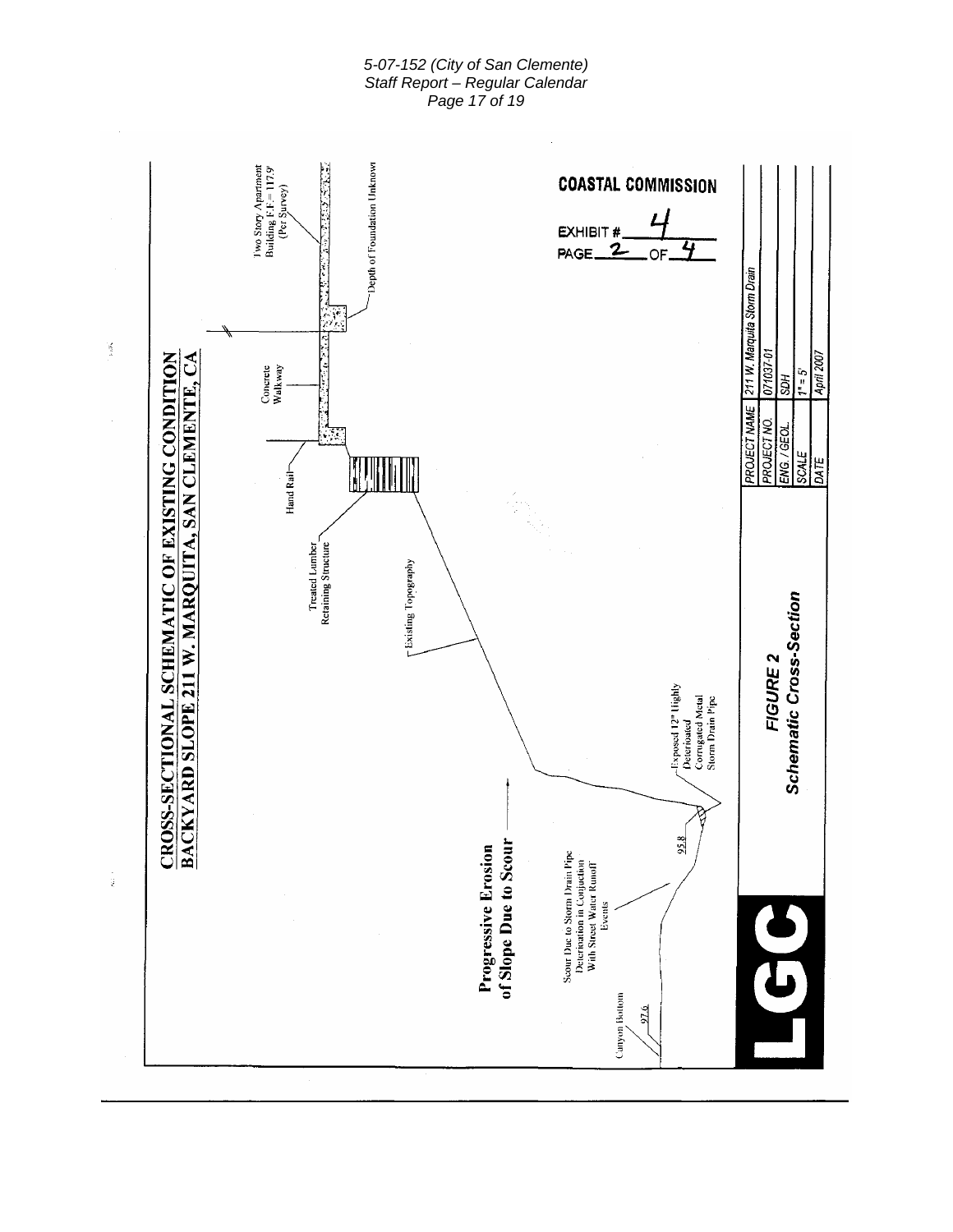# CROSS-SECTIONAL SCHEMATIC OF EXISTING CONDITION
## BACKYARD SLOPE 211 W. MARQUITA, SAN CLEMENTE, CA

Two Story Apartment Building F.F.= 117.9' (Per Survey)

Depth of Foundation Unknown

Concrete Walkway

Hand Rail

Treated Lumber Retaining Structure

Existing Topography

**Progressive Erosion of Slope Due to Scour**

Exposed 12" Highly Deteriorated Corrugated Metal Storm Drain Pipe

95.8

Scour Due to Storm Drain Pipe Deterioration in Conjuction With Street Water Runoff Events

Canyon Bottom

97.6

COASTAL COMMISSION

EXHIBIT # 4

PAGE 2 OF 4

| | |
|---|---|
| PROJECT NAME | 211 W. Marquita Storm Drain |
| PROJECT NO. | 071037-01 |
| ENG. / GEOL. | SDH |
| SCALE | 1" = 5' |
| DATE | April 2007 |

*FIGURE 2*

*Schematic Cross-Section*

LGC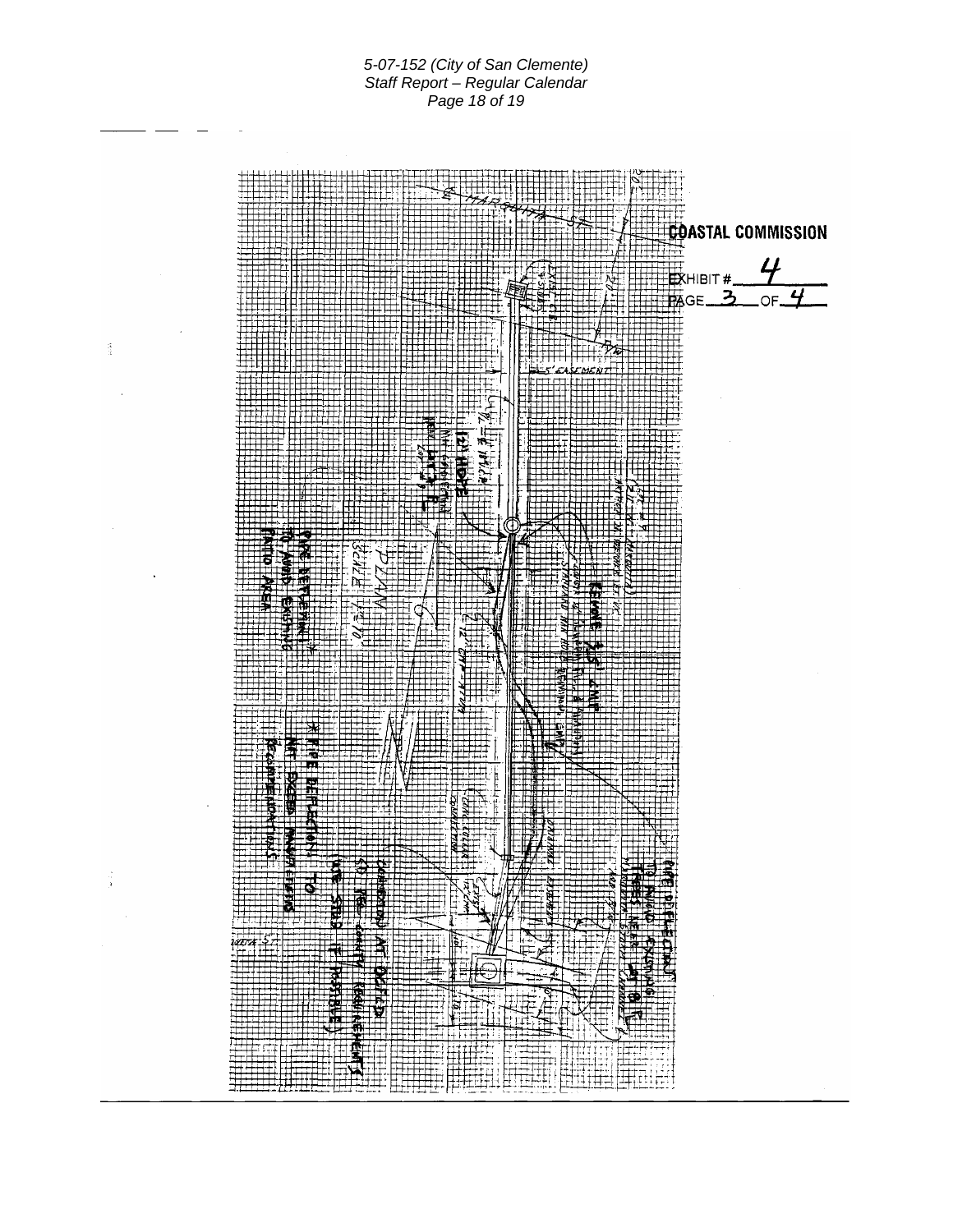COASTAL COMMISSION

EXHIBIT # 4

PAGE 3 OF 4

PLAN

SCALE 1"=10'

12" HDPE

REMOVE 45' CMP

PIPE DEFLECTION TO AVOID EXISTING PATIO AREA

* PIPE DEFLECTION TO NOT EXCEED MANUFACTURERS RECOMMENDATIONS

PIPE DEFLECTION TO AVOID EXISTING TREES NEAR LOT 8 LINE

CONNECTOR AT OUTLET (TO MEET COUNTY REQUIREMENTS)

(USE STAB IF POSSIBLE)

5' EASEMENT

MARQUITA ST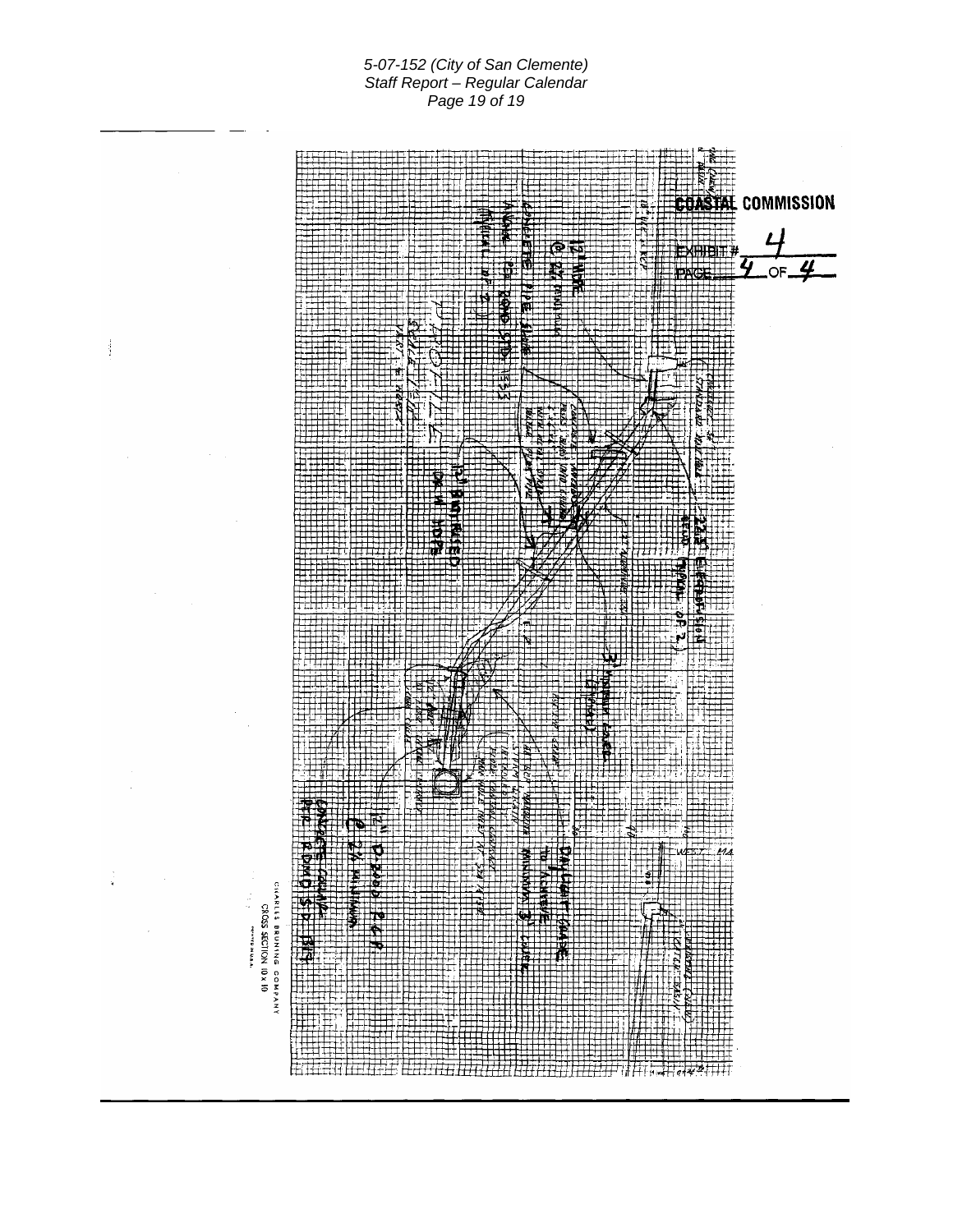COASTAL COMMISSION

EXHIBIT # 4

PAGE 4 OF 4

12" HDPE

@ 2% MINIMUM

CONCRETE PIPE SLOPE

ANCHOR PER ROAD STD 1333

(TYPICAL OF 2)

12" PERFORATED

OR 4" HDPE

22.5° ELBOW/BEND

(TYPICAL OF 2)

3' MINIMUM COVER

DAYLIGHT GRADE

TO ACHIEVE

MINIMUM 3' COVER

12" D-2000 PCP

@ 2% MINIMUM

CONCRETE COLLAR

PER ROAD STD 1313

WEST

CHARLES BRUNING COMPANY

CROSS SECTION 10 X 10